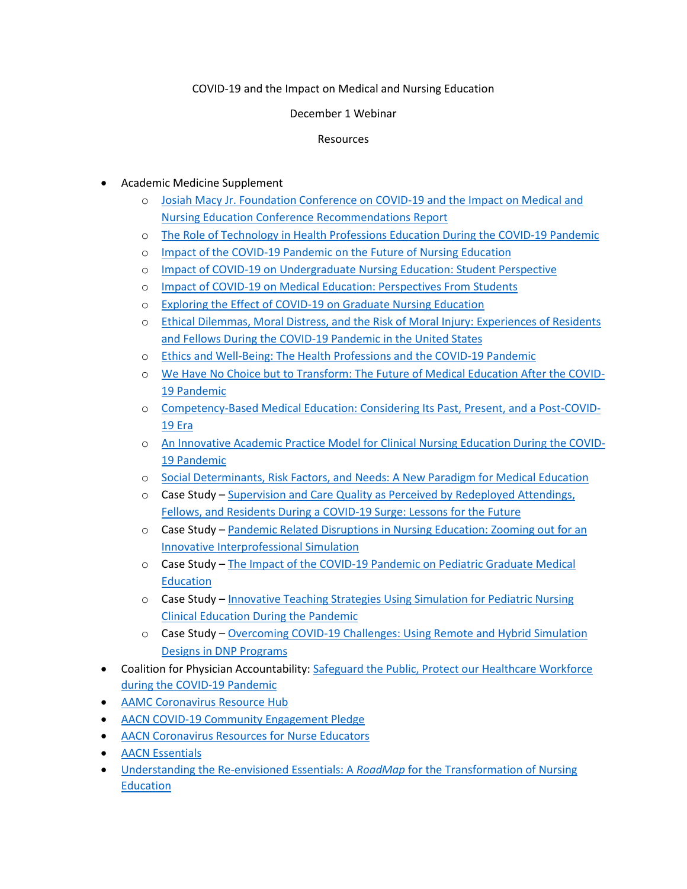COVID-19 and the Impact on Medical and Nursing Education

December 1 Webinar

Resources

- Academic Medicine Supplement
  - Josiah Macy Jr. Foundation Conference on COVID-19 and the Impact on Medical and Nursing Education Conference Recommendations Report
  - The Role of Technology in Health Professions Education During the COVID-19 Pandemic
  - Impact of the COVID-19 Pandemic on the Future of Nursing Education
  - Impact of COVID-19 on Undergraduate Nursing Education: Student Perspective
  - Impact of COVID-19 on Medical Education: Perspectives From Students
  - Exploring the Effect of COVID-19 on Graduate Nursing Education
  - Ethical Dilemmas, Moral Distress, and the Risk of Moral Injury: Experiences of Residents and Fellows During the COVID-19 Pandemic in the United States
  - Ethics and Well-Being: The Health Professions and the COVID-19 Pandemic
  - We Have No Choice but to Transform: The Future of Medical Education After the COVID-19 Pandemic
  - Competency-Based Medical Education: Considering Its Past, Present, and a Post-COVID-19 Era
  - An Innovative Academic Practice Model for Clinical Nursing Education During the COVID-19 Pandemic
  - Social Determinants, Risk Factors, and Needs: A New Paradigm for Medical Education
  - Case Study – Supervision and Care Quality as Perceived by Redeployed Attendings, Fellows, and Residents During a COVID-19 Surge: Lessons for the Future
  - Case Study – Pandemic Related Disruptions in Nursing Education: Zooming out for an Innovative Interprofessional Simulation
  - Case Study – The Impact of the COVID-19 Pandemic on Pediatric Graduate Medical Education
  - Case Study – Innovative Teaching Strategies Using Simulation for Pediatric Nursing Clinical Education During the Pandemic
  - Case Study – Overcoming COVID-19 Challenges: Using Remote and Hybrid Simulation Designs in DNP Programs
- Coalition for Physician Accountability: Safeguard the Public, Protect our Healthcare Workforce during the COVID-19 Pandemic
- AAMC Coronavirus Resource Hub
- AACN COVID-19 Community Engagement Pledge
- AACN Coronavirus Resources for Nurse Educators
- AACN Essentials
- Understanding the Re-envisioned Essentials: A *RoadMap* for the Transformation of Nursing Education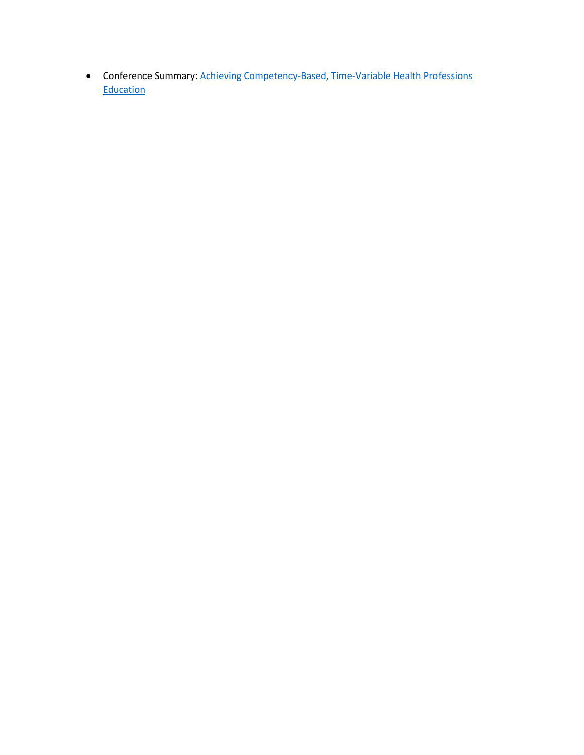- Conference Summary: Achieving Competency-Based, Time-Variable Health Professions Education